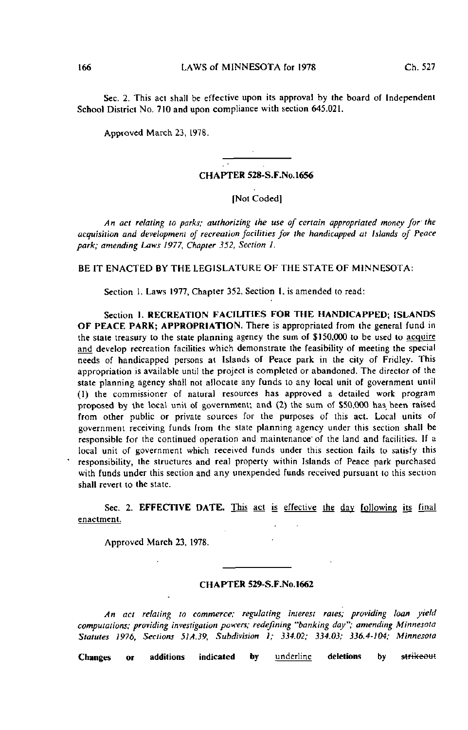Sec. 2. This act shall be effective upon its approval by the board of Independent School District No. 710 and upon compliance with section 645.021.

Approved March 23, 1978.

---

## CHAPTER 528-S.F.No.1656

[Not Coded]

*An act relating to parks; authorizing the use of certain appropriated money for the acquisition and development of recreation facilities for the handicapped at Islands of Peace park; amending Laws 1977, Chapter 352, Section 1.*

BE IT ENACTED BY THE LEGISLATURE OF THE STATE OF MINNESOTA:

Section 1. Laws 1977, Chapter 352, Section 1, is amended to read:

Section 1. **RECREATION FACILITIES FOR THE HANDICAPPED; ISLANDS OF PEACE PARK; APPROPRIATION.** There is appropriated from the general fund in the state treasury to the state planning agency the sum of $150,000 to be used to <u>acquire and</u> develop recreation facilities which demonstrate the feasibility of meeting the special needs of handicapped persons at Islands of Peace park in the city of Fridley. This appropriation is available until the project is completed or abandoned. The director of the state planning agency shall not allocate any funds to any local unit of government until (1) the commissioner of natural resources has approved a detailed work program proposed by the local unit of government; and (2) the sum of $50,000 has been raised from other public or private sources for the purposes of this act. Local units of government receiving funds from the state planning agency under this section shall be responsible for the continued operation and maintenance of the land and facilities. If a local unit of government which received funds under this section fails to satisfy this responsibility, the structures and real property within Islands of Peace park purchased with funds under this section and any unexpended funds received pursuant to this section shall revert to the state.

Sec. 2. **EFFECTIVE DATE.** <u>This act is effective the day following its final enactment.</u>

Approved March 23, 1978.

---

## CHAPTER 529-S.F.No.1662

*An act relating to commerce; regulating interest rates; providing loan yield computations; providing investigation powers; redefining "banking day"; amending Minnesota Statutes 1976, Sections 51A.39, Subdivision 1; 334.02; 334.03; 336.4-104; Minnesota*

Changes or additions indicated by <u>underline</u> deletions by ~~strikeout~~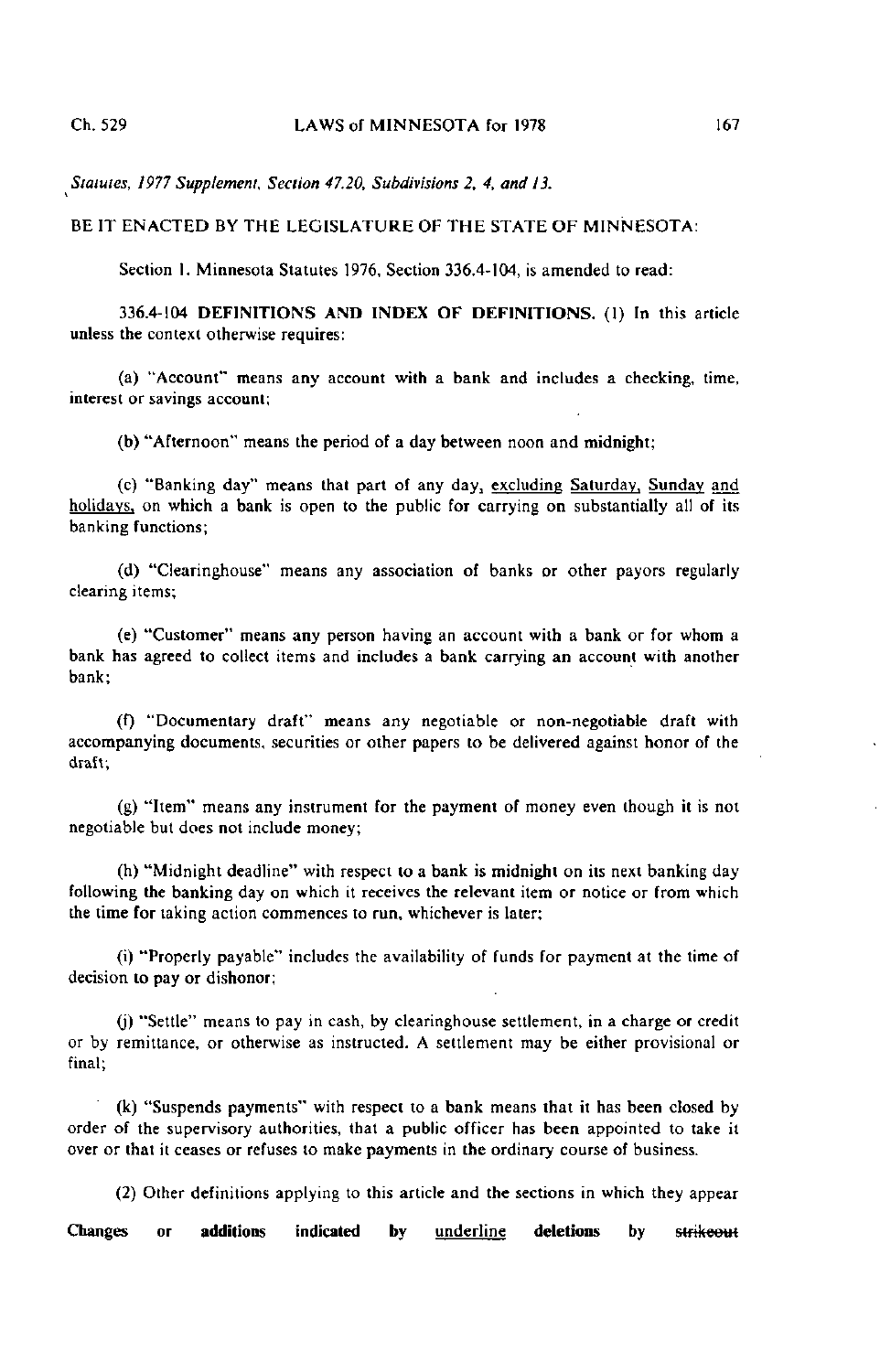*Statutes, 1977 Supplement, Section 47.20, Subdivisions 2, 4, and 13.*

BE IT ENACTED BY THE LEGISLATURE OF THE STATE OF MINNESOTA:

Section 1. Minnesota Statutes 1976, Section 336.4-104, is amended to read:

336.4-104 **DEFINITIONS AND INDEX OF DEFINITIONS.** (1) In this article unless the context otherwise requires:

(a) "Account" means any account with a bank and includes a checking, time, interest or savings account;

(b) "Afternoon" means the period of a day between noon and midnight;

(c) "Banking day" means that part of any day, <u>excluding Saturday, Sunday and holidays,</u> on which a bank is open to the public for carrying on substantially all of its banking functions;

(d) "Clearinghouse" means any association of banks or other payors regularly clearing items;

(e) "Customer" means any person having an account with a bank or for whom a bank has agreed to collect items and includes a bank carrying an account with another bank;

(f) "Documentary draft" means any negotiable or non-negotiable draft with accompanying documents, securities or other papers to be delivered against honor of the draft;

(g) "Item" means any instrument for the payment of money even though it is not negotiable but does not include money;

(h) "Midnight deadline" with respect to a bank is midnight on its next banking day following the banking day on which it receives the relevant item or notice or from which the time for taking action commences to run, whichever is later;

(i) "Properly payable" includes the availability of funds for payment at the time of decision to pay or dishonor;

(j) "Settle" means to pay in cash, by clearinghouse settlement, in a charge or credit or by remittance, or otherwise as instructed. A settlement may be either provisional or final;

(k) "Suspends payments" with respect to a bank means that it has been closed by order of the supervisory authorities, that a public officer has been appointed to take it over or that it ceases or refuses to make payments in the ordinary course of business.

(2) Other definitions applying to this article and the sections in which they appear

**Changes or additions indicated by** <u>underline</u> **deletions by** ~~strikeout~~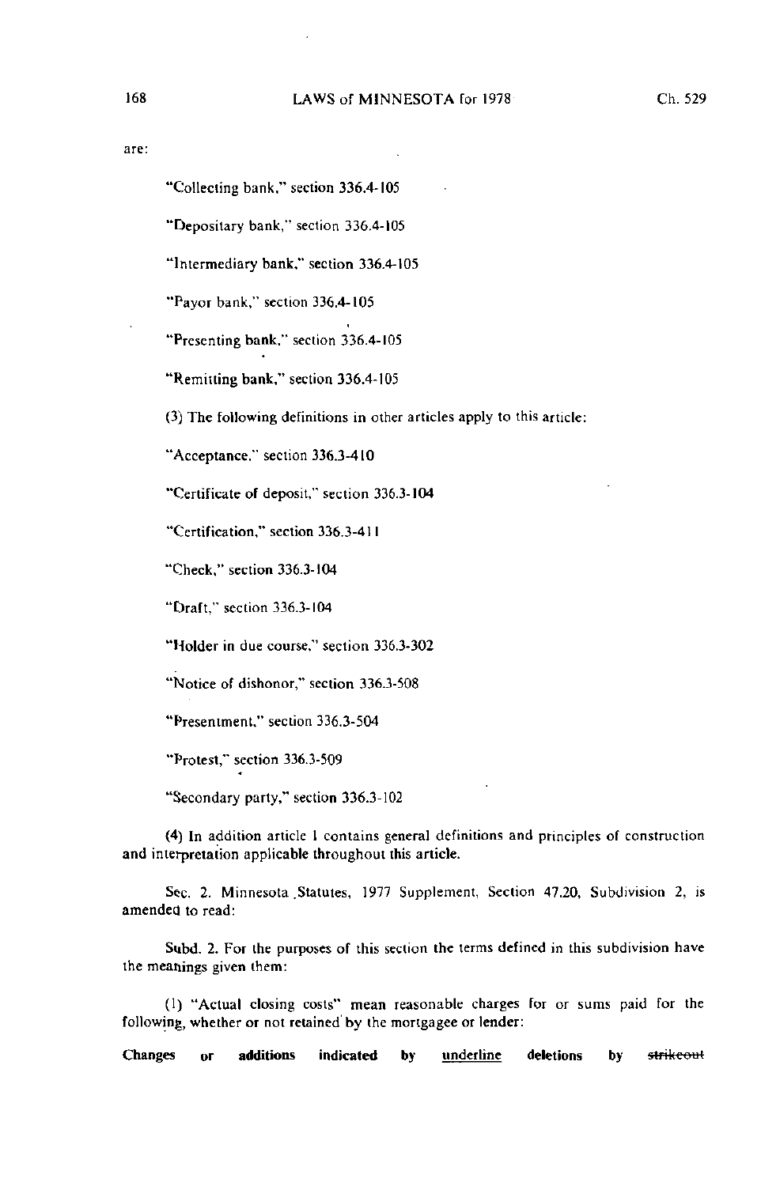are:

"Collecting bank," section 336.4-105

"Depositary bank," section 336.4-105

"Intermediary bank," section 336.4-105

"Payor bank," section 336.4-105

"Presenting bank," section 336.4-105

"Remitting bank," section 336.4-105

(3) The following definitions in other articles apply to this article:

"Acceptance," section 336.3-410

"Certificate of deposit," section 336.3-104

"Certification," section 336.3-411

"Check," section 336.3-104

"Draft," section 336.3-104

"Holder in due course," section 336.3-302

"Notice of dishonor," section 336.3-508

"Presentment," section 336.3-504

"Protest," section 336.3-509

"Secondary party," section 336.3-102

(4) In addition article 1 contains general definitions and principles of construction and interpretation applicable throughout this article.

Sec. 2. Minnesota Statutes, 1977 Supplement, Section 47.20, Subdivision 2, is amended to read:

Subd. 2. For the purposes of this section the terms defined in this subdivision have the meanings given them:

(1) "Actual closing costs" mean reasonable charges for or sums paid for the following, whether or not retained by the mortgagee or lender:

**Changes or additions indicated by** underline **deletions by** ~~strikeout~~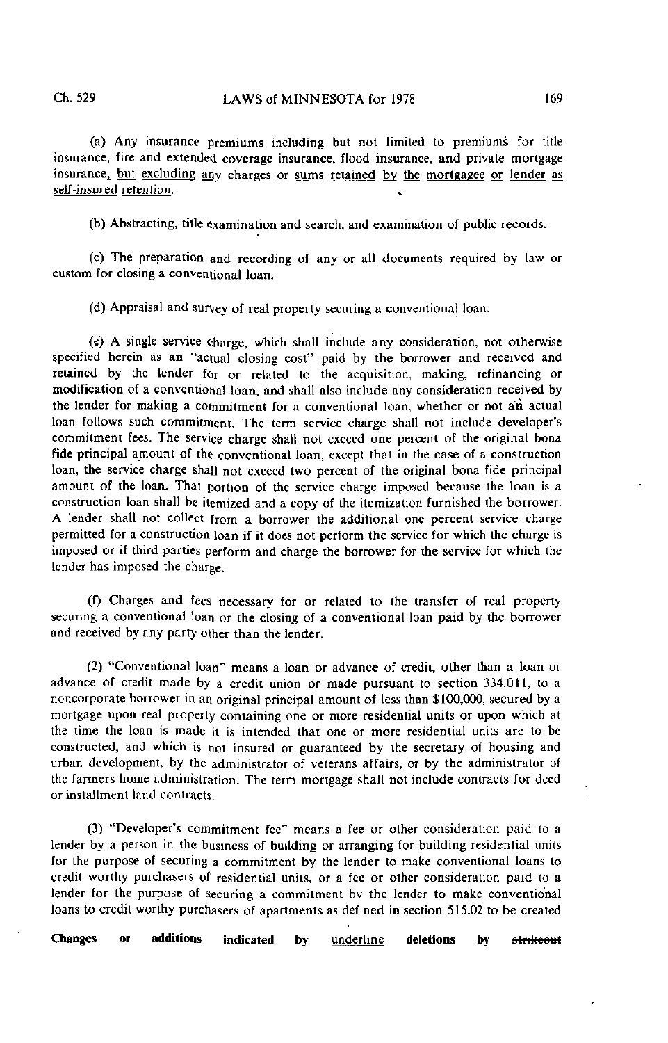(a) Any insurance premiums including but not limited to premiums for title insurance, fire and extended coverage insurance, flood insurance, and private mortgage insurance, but excluding any charges or sums retained by the mortgagee or lender as self-insured retention.

(b) Abstracting, title examination and search, and examination of public records.

(c) The preparation and recording of any or all documents required by law or custom for closing a conventional loan.

(d) Appraisal and survey of real property securing a conventional loan.

(e) A single service charge, which shall include any consideration, not otherwise specified herein as an "actual closing cost" paid by the borrower and received and retained by the lender for or related to the acquisition, making, refinancing or modification of a conventional loan, and shall also include any consideration received by the lender for making a commitment for a conventional loan, whether or not an actual loan follows such commitment. The term service charge shall not include developer's commitment fees. The service charge shall not exceed one percent of the original bona fide principal amount of the conventional loan, except that in the case of a construction loan, the service charge shall not exceed two percent of the original bona fide principal amount of the loan. That portion of the service charge imposed because the loan is a construction loan shall be itemized and a copy of the itemization furnished the borrower. A lender shall not collect from a borrower the additional one percent service charge permitted for a construction loan if it does not perform the service for which the charge is imposed or if third parties perform and charge the borrower for the service for which the lender has imposed the charge.

(f) Charges and fees necessary for or related to the transfer of real property securing a conventional loan or the closing of a conventional loan paid by the borrower and received by any party other than the lender.

(2) "Conventional loan" means a loan or advance of credit, other than a loan or advance of credit made by a credit union or made pursuant to section 334.011, to a noncorporate borrower in an original principal amount of less than $100,000, secured by a mortgage upon real property containing one or more residential units or upon which at the time the loan is made it is intended that one or more residential units are to be constructed, and which is not insured or guaranteed by the secretary of housing and urban development, by the administrator of veterans affairs, or by the administrator of the farmers home administration. The term mortgage shall not include contracts for deed or installment land contracts.

(3) "Developer's commitment fee" means a fee or other consideration paid to a lender by a person in the business of building or arranging for building residential units for the purpose of securing a commitment by the lender to make conventional loans to credit worthy purchasers of residential units, or a fee or other consideration paid to a lender for the purpose of securing a commitment by the lender to make conventional loans to credit worthy purchasers of apartments as defined in section 515.02 to be created

**Changes or additions indicated by** underline **deletions by** ~~strikeout~~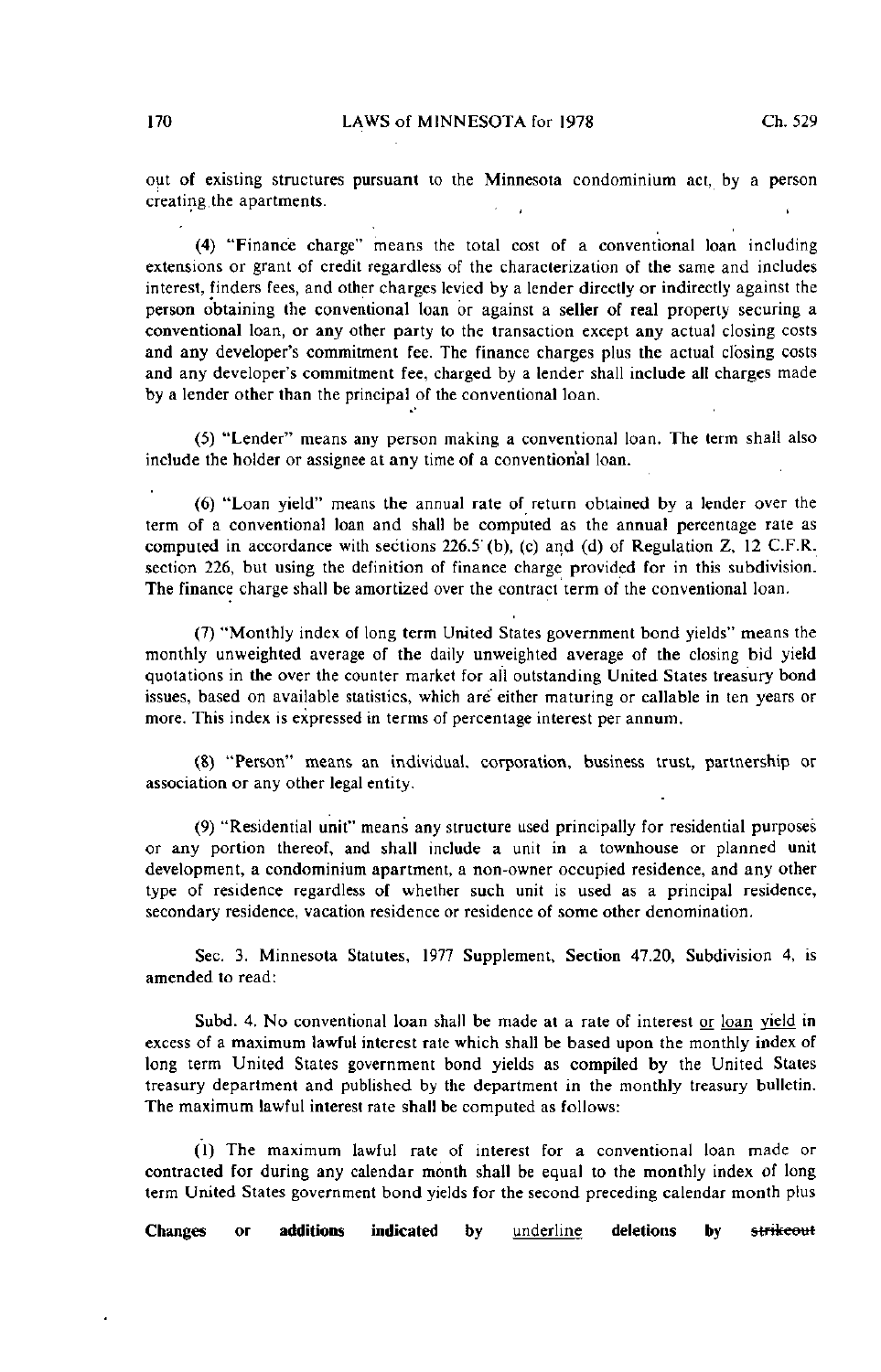out of existing structures pursuant to the Minnesota condominium act, by a person creating the apartments.

(4) "Finance charge" means the total cost of a conventional loan including extensions or grant of credit regardless of the characterization of the same and includes interest, finders fees, and other charges levied by a lender directly or indirectly against the person obtaining the conventional loan or against a seller of real property securing a conventional loan, or any other party to the transaction except any actual closing costs and any developer's commitment fee. The finance charges plus the actual closing costs and any developer's commitment fee, charged by a lender shall include all charges made by a lender other than the principal of the conventional loan.

(5) "Lender" means any person making a conventional loan. The term shall also include the holder or assignee at any time of a conventional loan.

(6) "Loan yield" means the annual rate of return obtained by a lender over the term of a conventional loan and shall be computed as the annual percentage rate as computed in accordance with sections 226.5 (b), (c) and (d) of Regulation Z, 12 C.F.R. section 226, but using the definition of finance charge provided for in this subdivision. The finance charge shall be amortized over the contract term of the conventional loan.

(7) "Monthly index of long term United States government bond yields" means the monthly unweighted average of the daily unweighted average of the closing bid yield quotations in the over the counter market for all outstanding United States treasury bond issues, based on available statistics, which are either maturing or callable in ten years or more. This index is expressed in terms of percentage interest per annum.

(8) "Person" means an individual, corporation, business trust, partnership or association or any other legal entity.

(9) "Residential unit" means any structure used principally for residential purposes or any portion thereof, and shall include a unit in a townhouse or planned unit development, a condominium apartment, a non-owner occupied residence, and any other type of residence regardless of whether such unit is used as a principal residence, secondary residence, vacation residence or residence of some other denomination.

Sec. 3. Minnesota Statutes, 1977 Supplement, Section 47.20, Subdivision 4, is amended to read:

Subd. 4. No conventional loan shall be made at a rate of interest <u>or loan yield</u> in excess of a maximum lawful interest rate which shall be based upon the monthly index of long term United States government bond yields as compiled by the United States treasury department and published by the department in the monthly treasury bulletin. The maximum lawful interest rate shall be computed as follows:

(1) The maximum lawful rate of interest for a conventional loan made or contracted for during any calendar month shall be equal to the monthly index of long term United States government bond yields for the second preceding calendar month plus

**Changes or additions indicated by** <u>underline</u> **deletions by** ~~strikeout~~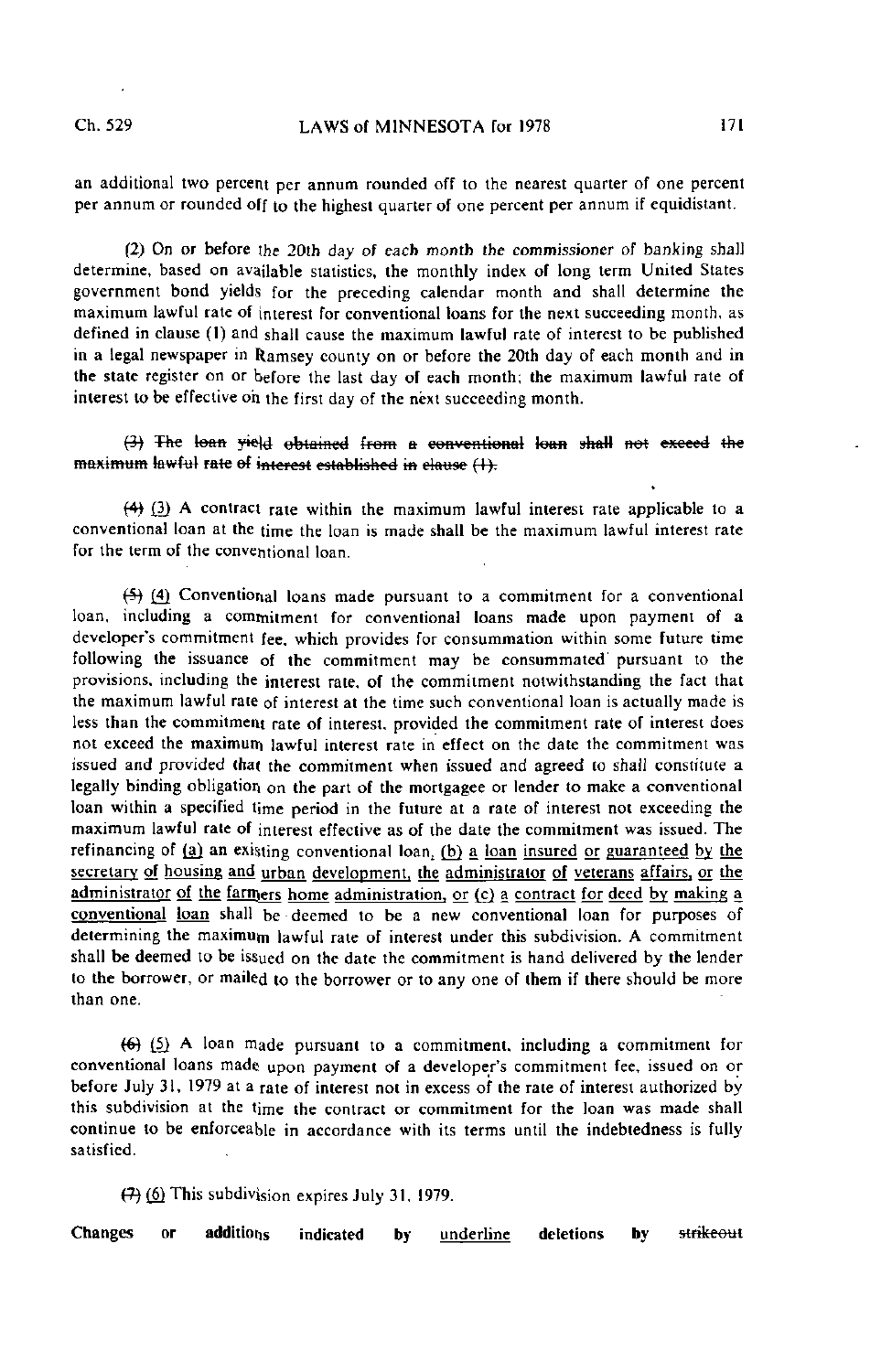an additional two percent per annum rounded off to the nearest quarter of one percent per annum or rounded off to the highest quarter of one percent per annum if equidistant.

(2) On or before the 20th day of each month the commissioner of banking shall determine, based on available statistics, the monthly index of long term United States government bond yields for the preceding calendar month and shall determine the maximum lawful rate of interest for conventional loans for the next succeeding month, as defined in clause (1) and shall cause the maximum lawful rate of interest to be published in a legal newspaper in Ramsey county on or before the 20th day of each month and in the state register on or before the last day of each month; the maximum lawful rate of interest to be effective on the first day of the next succeeding month.

~~(3) The loan yield obtained from a conventional loan shall not exceed the maximum lawful rate of interest established in clause (1).~~

~~(4)~~ <u>(3)</u> A contract rate within the maximum lawful interest rate applicable to a conventional loan at the time the loan is made shall be the maximum lawful interest rate for the term of the conventional loan.

~~(5)~~ <u>(4)</u> Conventional loans made pursuant to a commitment for a conventional loan, including a commitment for conventional loans made upon payment of a developer's commitment fee, which provides for consummation within some future time following the issuance of the commitment may be consummated pursuant to the provisions, including the interest rate, of the commitment notwithstanding the fact that the maximum lawful rate of interest at the time such conventional loan is actually made is less than the commitment rate of interest, provided the commitment rate of interest does not exceed the maximum lawful interest rate in effect on the date the commitment was issued and provided that the commitment when issued and agreed to shall constitute a legally binding obligation on the part of the mortgagee or lender to make a conventional loan within a specified time period in the future at a rate of interest not exceeding the maximum lawful rate of interest effective as of the date the commitment was issued. The refinancing of <u>(a)</u> an existing conventional loan<u>, (b) a loan insured or guaranteed by the secretary of housing and urban development, the administrator of veterans affairs, or the administrator of the farmers home administration, or (c) a contract for deed by making a conventional loan</u> shall be deemed to be a new conventional loan for purposes of determining the maximum lawful rate of interest under this subdivision. A commitment shall be deemed to be issued on the date the commitment is hand delivered by the lender to the borrower, or mailed to the borrower or to any one of them if there should be more than one.

~~(6)~~ <u>(5)</u> A loan made pursuant to a commitment, including a commitment for conventional loans made upon payment of a developer's commitment fee, issued on or before July 31, 1979 at a rate of interest not in excess of the rate of interest authorized by this subdivision at the time the contract or commitment for the loan was made shall continue to be enforceable in accordance with its terms until the indebtedness is fully satisfied.

~~(7)~~ <u>(6)</u> This subdivision expires July 31, 1979.

Changes or additions indicated by <u>underline</u> deletions by ~~strikeout~~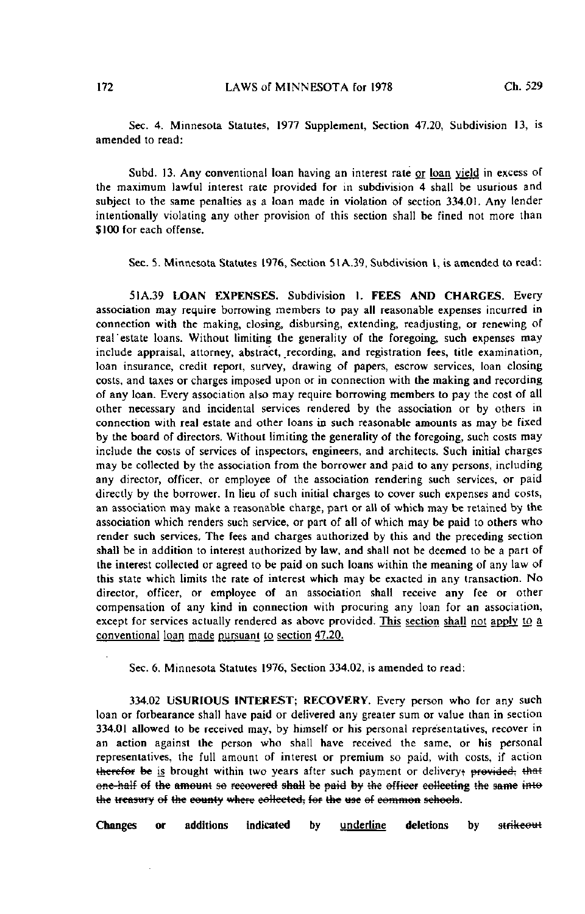Sec. 4. Minnesota Statutes, 1977 Supplement, Section 47.20, Subdivision 13, is amended to read:

Subd. 13. Any conventional loan having an interest rate <u>or loan yield</u> in excess of the maximum lawful interest rate provided for in subdivision 4 shall be usurious and subject to the same penalties as a loan made in violation of section 334.01. Any lender intentionally violating any other provision of this section shall be fined not more than $100 for each offense.

Sec. 5. Minnesota Statutes 1976, Section 51A.39, Subdivision 1, is amended to read:

51A.39 **LOAN EXPENSES.** Subdivision 1. **FEES AND CHARGES.** Every association may require borrowing members to pay all reasonable expenses incurred in connection with the making, closing, disbursing, extending, readjusting, or renewing of real estate loans. Without limiting the generality of the foregoing, such expenses may include appraisal, attorney, abstract, recording, and registration fees, title examination, loan insurance, credit report, survey, drawing of papers, escrow services, loan closing costs, and taxes or charges imposed upon or in connection with the making and recording of any loan. Every association also may require borrowing members to pay the cost of all other necessary and incidental services rendered by the association or by others in connection with real estate and other loans in such reasonable amounts as may be fixed by the board of directors. Without limiting the generality of the foregoing, such costs may include the costs of services of inspectors, engineers, and architects. Such initial charges may be collected by the association from the borrower and paid to any persons, including any director, officer, or employee of the association rendering such services, or paid directly by the borrower. In lieu of such initial charges to cover such expenses and costs, an association may make a reasonable charge, part or all of which may be retained by the association which renders such service, or part of all of which may be paid to others who render such services. The fees and charges authorized by this and the preceding section shall be in addition to interest authorized by law, and shall not be deemed to be a part of the interest collected or agreed to be paid on such loans within the meaning of any law of this state which limits the rate of interest which may be exacted in any transaction. No director, officer, or employee of an association shall receive any fee or other compensation of any kind in connection with procuring any loan for an association, except for services actually rendered as above provided. <u>This section shall not apply to a conventional loan made pursuant to section 47.20.</u>

Sec. 6. Minnesota Statutes 1976, Section 334.02, is amended to read:

334.02 **USURIOUS INTEREST; RECOVERY.** Every person who for any such loan or forbearance shall have paid or delivered any greater sum or value than in section 334.01 allowed to be received may, by himself or his personal representatives, recover in an action against the person who shall have received the same, or his personal representatives, the full amount of interest or premium so paid, with costs, if action ~~therefor be~~ <u>is</u> brought within two years after such payment or delivery~~; provided, that one-half of the amount so recovered shall be paid by the officer collecting the same into the treasury of the county where collected, for the use of common schools~~.

**Changes or additions indicated by** <u>underline</u> **deletions by** ~~strikeout~~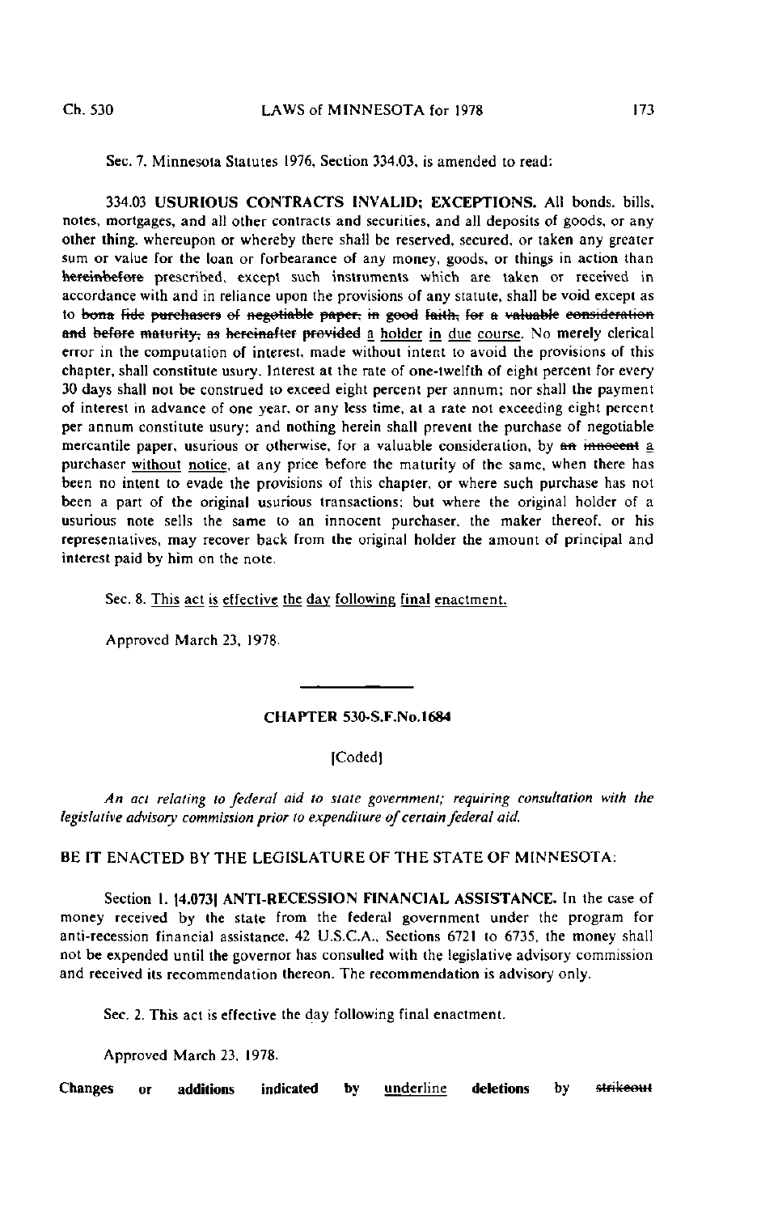Sec. 7. Minnesota Statutes 1976, Section 334.03, is amended to read:

334.03 **USURIOUS CONTRACTS INVALID; EXCEPTIONS.** All bonds, bills, notes, mortgages, and all other contracts and securities, and all deposits of goods, or any other thing, whereupon or whereby there shall be reserved, secured, or taken any greater sum or value for the loan or forbearance of any money, goods, or things in action than ~~hereinbefore~~ prescribed, except such instruments which are taken or received in accordance with and in reliance upon the provisions of any statute, shall be void except as to ~~bona fide purchasers of negotiable paper, in good faith, for a valuable consideration and before maturity, as hereinafter provided~~ <u>a holder in due course</u>. No merely clerical error in the computation of interest, made without intent to avoid the provisions of this chapter, shall constitute usury. Interest at the rate of one-twelfth of eight percent for every 30 days shall not be construed to exceed eight percent per annum; nor shall the payment of interest in advance of one year, or any less time, at a rate not exceeding eight percent per annum constitute usury; and nothing herein shall prevent the purchase of negotiable mercantile paper, usurious or otherwise, for a valuable consideration, by ~~an innocent~~ <u>a</u> purchaser <u>without notice</u>, at any price before the maturity of the same, when there has been no intent to evade the provisions of this chapter, or where such purchase has not been a part of the original usurious transactions; but where the original holder of a usurious note sells the same to an innocent purchaser, the maker thereof, or his representatives, may recover back from the original holder the amount of principal and interest paid by him on the note.

Sec. 8. <u>This act is effective the day following final enactment.</u>

Approved March 23, 1978.

---

## CHAPTER 530-S.F.No.1684

[Coded]

*An act relating to federal aid to state government; requiring consultation with the legislative advisory commission prior to expenditure of certain federal aid.*

BE IT ENACTED BY THE LEGISLATURE OF THE STATE OF MINNESOTA:

Section 1. [4.073] **ANTI-RECESSION FINANCIAL ASSISTANCE.** In the case of money received by the state from the federal government under the program for anti-recession financial assistance, 42 U.S.C.A., Sections 6721 to 6735, the money shall not be expended until the governor has consulted with the legislative advisory commission and received its recommendation thereon. The recommendation is advisory only.

Sec. 2. This act is effective the day following final enactment.

Approved March 23, 1978.

**Changes or additions indicated by** <u>underline</u> **deletions by** ~~strikeout~~